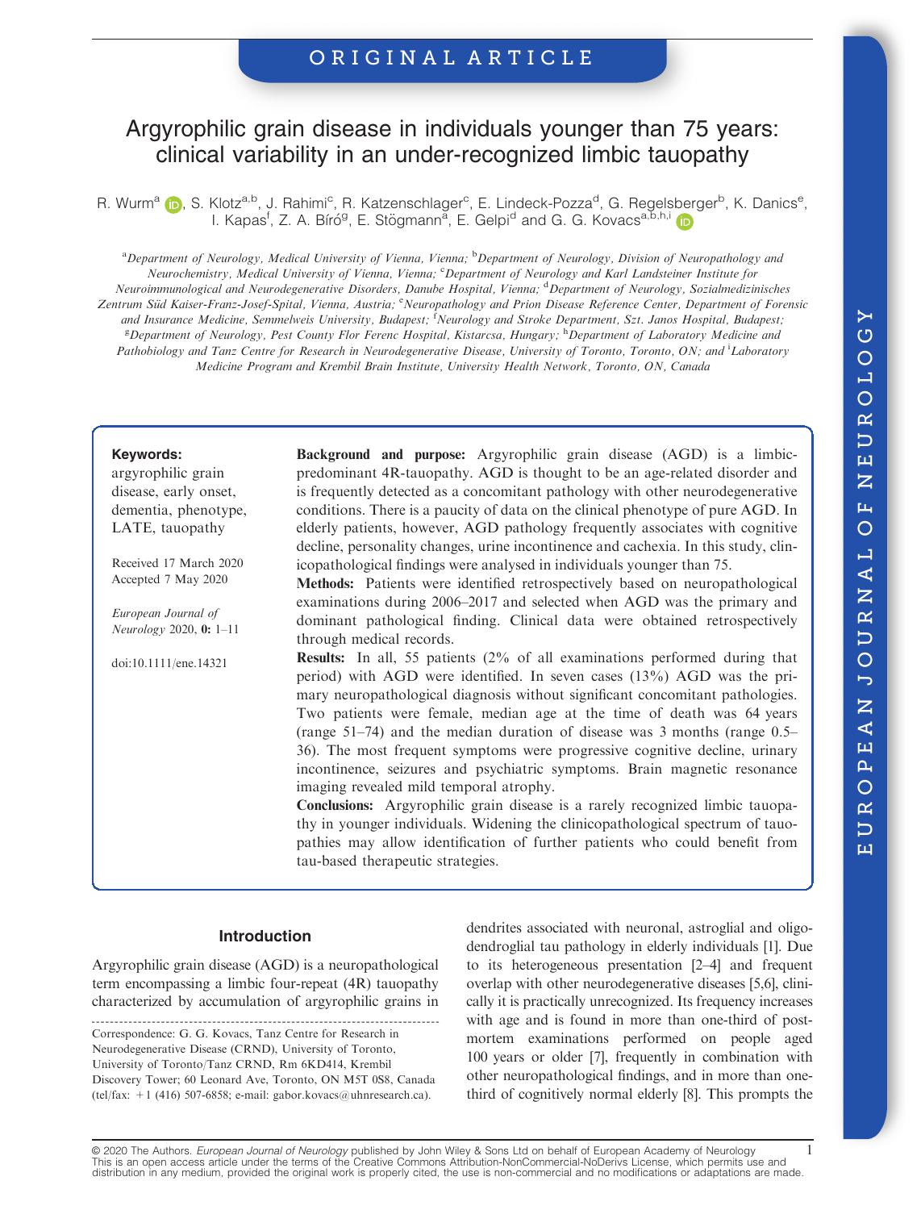ORIGINAL ARTICLE

# Argyrophilic grain disease in individuals younger than 75 years: clinical variability in an under-recognized limbic tauopathy

R. Wurm[a], S. Klotz[a,b], J. Rahimi[c], R. Katzenschlager[c], E. Lindeck-Pozza[d], G. Regelsberger[b], K. Danics[e], I. Kapas[f], Z. A. Bíró[g], E. Stögmann[a], E. Gelpi[d] and G. G. Kovacs[a,b,h,i]

[a]*Department of Neurology, Medical University of Vienna, Vienna;* [b]*Department of Neurology, Division of Neuropathology and Neurochemistry, Medical University of Vienna, Vienna;* [c]*Department of Neurology and Karl Landsteiner Institute for Neuroimmunological and Neurodegenerative Disorders, Danube Hospital, Vienna;* [d]*Department of Neurology, Sozialmedizinisches Zentrum Süd Kaiser-Franz-Josef-Spital, Vienna, Austria;* [e]*Neuropathology and Prion Disease Reference Center, Department of Forensic and Insurance Medicine, Semmelweis University, Budapest;* [f]*Neurology and Stroke Department, Szt. Janos Hospital, Budapest;* [g]*Department of Neurology, Pest County Flor Ferenc Hospital, Kistarcsa, Hungary;* [h]*Department of Laboratory Medicine and Pathobiology and Tanz Centre for Research in Neurodegenerative Disease, University of Toronto, Toronto, ON; and* [i]*Laboratory Medicine Program and Krembil Brain Institute, University Health Network, Toronto, ON, Canada*

**Keywords:**
argyrophilic grain disease, early onset, dementia, phenotype, LATE, tauopathy

Received 17 March 2020
Accepted 7 May 2020

*European Journal of Neurology* 2020, **0:** 1–11

doi:10.1111/ene.14321

**Background and purpose:** Argyrophilic grain disease (AGD) is a limbic-predominant 4R-tauopathy. AGD is thought to be an age-related disorder and is frequently detected as a concomitant pathology with other neurodegenerative conditions. There is a paucity of data on the clinical phenotype of pure AGD. In elderly patients, however, AGD pathology frequently associates with cognitive decline, personality changes, urine incontinence and cachexia. In this study, clinicopathological findings were analysed in individuals younger than 75.

**Methods:** Patients were identified retrospectively based on neuropathological examinations during 2006–2017 and selected when AGD was the primary and dominant pathological finding. Clinical data were obtained retrospectively through medical records.

**Results:** In all, 55 patients (2% of all examinations performed during that period) with AGD were identified. In seven cases (13%) AGD was the primary neuropathological diagnosis without significant concomitant pathologies. Two patients were female, median age at the time of death was 64 years (range 51–74) and the median duration of disease was 3 months (range 0.5–36). The most frequent symptoms were progressive cognitive decline, urinary incontinence, seizures and psychiatric symptoms. Brain magnetic resonance imaging revealed mild temporal atrophy.

**Conclusions:** Argyrophilic grain disease is a rarely recognized limbic tauopathy in younger individuals. Widening the clinicopathological spectrum of tauopathies may allow identification of further patients who could benefit from tau-based therapeutic strategies.

## Introduction

Argyrophilic grain disease (AGD) is a neuropathological term encompassing a limbic four-repeat (4R) tauopathy characterized by accumulation of argyrophilic grains in dendrites associated with neuronal, astroglial and oligodendroglial tau pathology in elderly individuals [1]. Due to its heterogeneous presentation [2–4] and frequent overlap with other neurodegenerative diseases [5,6], clinically it is practically unrecognized. Its frequency increases with age and is found in more than one-third of post-mortem examinations performed on people aged 100 years or older [7], frequently in combination with other neuropathological findings, and in more than one-third of cognitively normal elderly [8]. This prompts the

Correspondence: G. G. Kovacs, Tanz Centre for Research in Neurodegenerative Disease (CRND), University of Toronto, University of Toronto/Tanz CRND, Rm 6KD414, Krembil Discovery Tower; 60 Leonard Ave, Toronto, ON M5T 0S8, Canada (tel/fax: +1 (416) 507-6858; e-mail: gabor.kovacs@uhnresearch.ca).

© 2020 The Authors. *European Journal of Neurology* published by John Wiley & Sons Ltd on behalf of European Academy of Neurology
This is an open access article under the terms of the Creative Commons Attribution-NonCommercial-NoDerivs License, which permits use and distribution in any medium, provided the original work is properly cited, the use is non-commercial and no modifications or adaptations are made.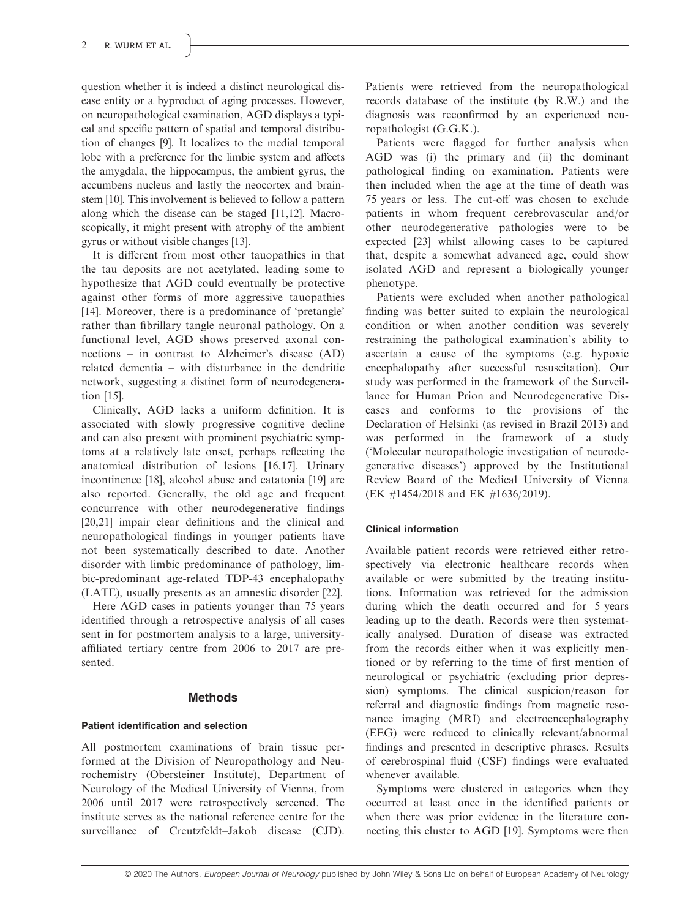question whether it is indeed a distinct neurological disease entity or a byproduct of aging processes. However, on neuropathological examination, AGD displays a typical and specific pattern of spatial and temporal distribution of changes [9]. It localizes to the medial temporal lobe with a preference for the limbic system and affects the amygdala, the hippocampus, the ambient gyrus, the accumbens nucleus and lastly the neocortex and brainstem [10]. This involvement is believed to follow a pattern along which the disease can be staged [11,12]. Macroscopically, it might present with atrophy of the ambient gyrus or without visible changes [13].

It is different from most other tauopathies in that the tau deposits are not acetylated, leading some to hypothesize that AGD could eventually be protective against other forms of more aggressive tauopathies [14]. Moreover, there is a predominance of 'pretangle' rather than fibrillary tangle neuronal pathology. On a functional level, AGD shows preserved axonal connections – in contrast to Alzheimer's disease (AD) related dementia – with disturbance in the dendritic network, suggesting a distinct form of neurodegeneration [15].

Clinically, AGD lacks a uniform definition. It is associated with slowly progressive cognitive decline and can also present with prominent psychiatric symptoms at a relatively late onset, perhaps reflecting the anatomical distribution of lesions [16,17]. Urinary incontinence [18], alcohol abuse and catatonia [19] are also reported. Generally, the old age and frequent concurrence with other neurodegenerative findings [20,21] impair clear definitions and the clinical and neuropathological findings in younger patients have not been systematically described to date. Another disorder with limbic predominance of pathology, limbic-predominant age-related TDP-43 encephalopathy (LATE), usually presents as an amnestic disorder [22].

Here AGD cases in patients younger than 75 years identified through a retrospective analysis of all cases sent in for postmortem analysis to a large, university-affiliated tertiary centre from 2006 to 2017 are presented.

## Methods

### Patient identification and selection

All postmortem examinations of brain tissue performed at the Division of Neuropathology and Neurochemistry (Obersteiner Institute), Department of Neurology of the Medical University of Vienna, from 2006 until 2017 were retrospectively screened. The institute serves as the national reference centre for the surveillance of Creutzfeldt–Jakob disease (CJD). Patients were retrieved from the neuropathological records database of the institute (by R.W.) and the diagnosis was reconfirmed by an experienced neuropathologist (G.G.K.).

Patients were flagged for further analysis when AGD was (i) the primary and (ii) the dominant pathological finding on examination. Patients were then included when the age at the time of death was 75 years or less. The cut-off was chosen to exclude patients in whom frequent cerebrovascular and/or other neurodegenerative pathologies were to be expected [23] whilst allowing cases to be captured that, despite a somewhat advanced age, could show isolated AGD and represent a biologically younger phenotype.

Patients were excluded when another pathological finding was better suited to explain the neurological condition or when another condition was severely restraining the pathological examination's ability to ascertain a cause of the symptoms (e.g. hypoxic encephalopathy after successful resuscitation). Our study was performed in the framework of the Surveillance for Human Prion and Neurodegenerative Diseases and conforms to the provisions of the Declaration of Helsinki (as revised in Brazil 2013) and was performed in the framework of a study ('Molecular neuropathologic investigation of neurodegenerative diseases') approved by the Institutional Review Board of the Medical University of Vienna (EK #1454/2018 and EK #1636/2019).

### Clinical information

Available patient records were retrieved either retrospectively via electronic healthcare records when available or were submitted by the treating institutions. Information was retrieved for the admission during which the death occurred and for 5 years leading up to the death. Records were then systematically analysed. Duration of disease was extracted from the records either when it was explicitly mentioned or by referring to the time of first mention of neurological or psychiatric (excluding prior depression) symptoms. The clinical suspicion/reason for referral and diagnostic findings from magnetic resonance imaging (MRI) and electroencephalography (EEG) were reduced to clinically relevant/abnormal findings and presented in descriptive phrases. Results of cerebrospinal fluid (CSF) findings were evaluated whenever available.

Symptoms were clustered in categories when they occurred at least once in the identified patients or when there was prior evidence in the literature connecting this cluster to AGD [19]. Symptoms were then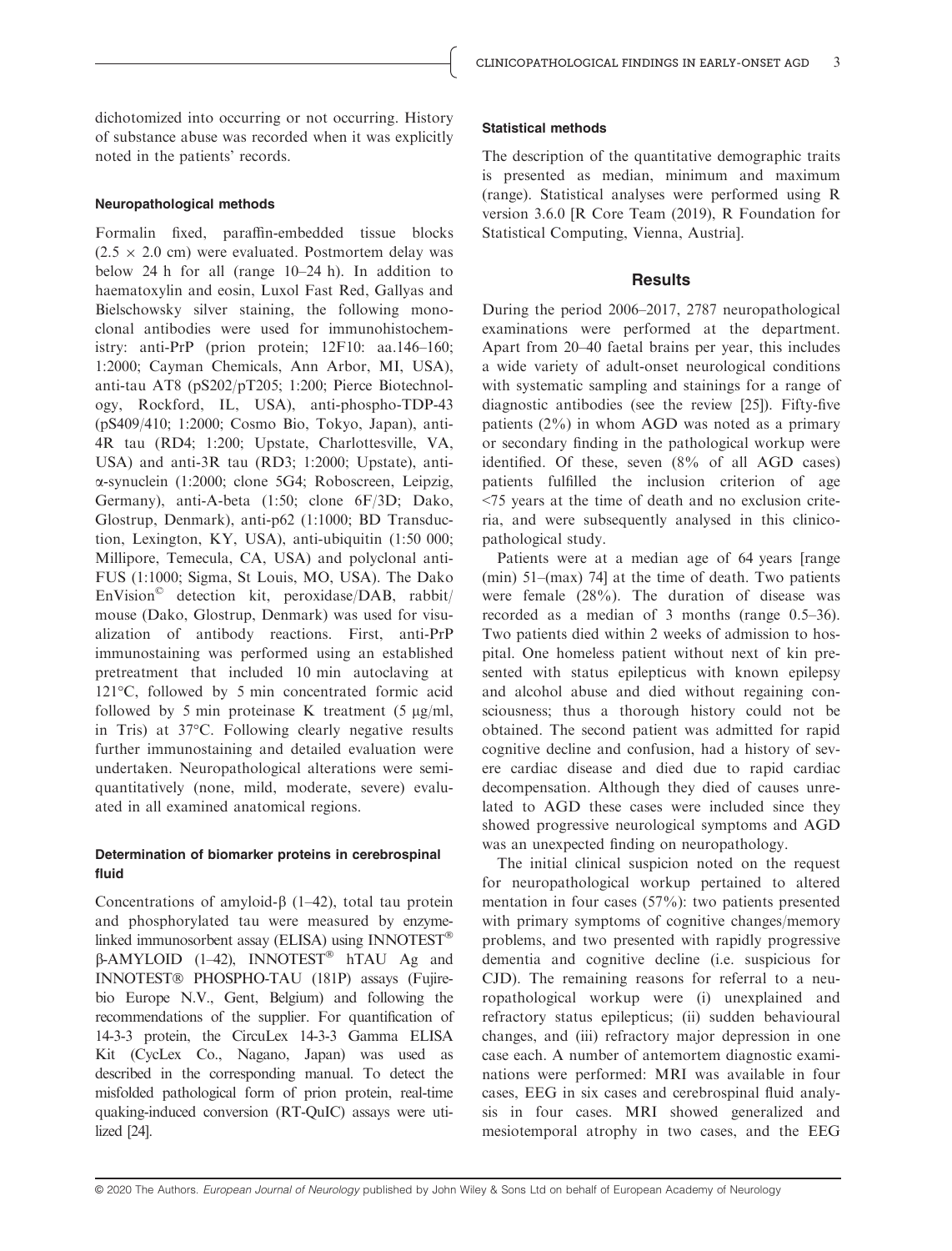dichotomized into occurring or not occurring. History of substance abuse was recorded when it was explicitly noted in the patients' records.

#### Neuropathological methods

Formalin fixed, paraffin-embedded tissue blocks ($2.5 \times 2.0$ cm) were evaluated. Postmortem delay was below 24 h for all (range 10–24 h). In addition to haematoxylin and eosin, Luxol Fast Red, Gallyas and Bielschowsky silver staining, the following monoclonal antibodies were used for immunohistochemistry: anti-PrP (prion protein; 12F10: aa.146–160; 1:2000; Cayman Chemicals, Ann Arbor, MI, USA), anti-tau AT8 (pS202/pT205; 1:200; Pierce Biotechnology, Rockford, IL, USA), anti-phospho-TDP-43 (pS409/410; 1:2000; Cosmo Bio, Tokyo, Japan), anti-4R tau (RD4; 1:200; Upstate, Charlottesville, VA, USA) and anti-3R tau (RD3; 1:2000; Upstate), anti-α-synuclein (1:2000; clone 5G4; Roboscreen, Leipzig, Germany), anti-A-beta (1:50; clone 6F/3D; Dako, Glostrup, Denmark), anti-p62 (1:1000; BD Transduction, Lexington, KY, USA), anti-ubiquitin (1:50 000; Millipore, Temecula, CA, USA) and polyclonal anti-FUS (1:1000; Sigma, St Louis, MO, USA). The Dako EnVision© detection kit, peroxidase/DAB, rabbit/mouse (Dako, Glostrup, Denmark) was used for visualization of antibody reactions. First, anti-PrP immunostaining was performed using an established pretreatment that included 10 min autoclaving at 121°C, followed by 5 min concentrated formic acid followed by 5 min proteinase K treatment (5 μg/ml, in Tris) at 37°C. Following clearly negative results further immunostaining and detailed evaluation were undertaken. Neuropathological alterations were semiquantitatively (none, mild, moderate, severe) evaluated in all examined anatomical regions.

#### Determination of biomarker proteins in cerebrospinal fluid

Concentrations of amyloid-β (1–42), total tau protein and phosphorylated tau were measured by enzyme-linked immunosorbent assay (ELISA) using INNOTEST® β-AMYLOID (1–42), INNOTEST® hTAU Ag and INNOTEST® PHOSPHO-TAU (181P) assays (Fujirebio Europe N.V., Gent, Belgium) and following the recommendations of the supplier. For quantification of 14-3-3 protein, the CircuLex 14-3-3 Gamma ELISA Kit (CycLex Co., Nagano, Japan) was used as described in the corresponding manual. To detect the misfolded pathological form of prion protein, real-time quaking-induced conversion (RT-QuIC) assays were utilized [24].

#### Statistical methods

The description of the quantitative demographic traits is presented as median, minimum and maximum (range). Statistical analyses were performed using R version 3.6.0 [R Core Team (2019), R Foundation for Statistical Computing, Vienna, Austria].

## Results

During the period 2006–2017, 2787 neuropathological examinations were performed at the department. Apart from 20–40 faetal brains per year, this includes a wide variety of adult-onset neurological conditions with systematic sampling and stainings for a range of diagnostic antibodies (see the review [25]). Fifty-five patients (2%) in whom AGD was noted as a primary or secondary finding in the pathological workup were identified. Of these, seven (8% of all AGD cases) patients fulfilled the inclusion criterion of age <75 years at the time of death and no exclusion criteria, and were subsequently analysed in this clinicopathological study.

Patients were at a median age of 64 years [range (min) 51–(max) 74] at the time of death. Two patients were female (28%). The duration of disease was recorded as a median of 3 months (range 0.5–36). Two patients died within 2 weeks of admission to hospital. One homeless patient without next of kin presented with status epilepticus with known epilepsy and alcohol abuse and died without regaining consciousness; thus a thorough history could not be obtained. The second patient was admitted for rapid cognitive decline and confusion, had a history of severe cardiac disease and died due to rapid cardiac decompensation. Although they died of causes unrelated to AGD these cases were included since they showed progressive neurological symptoms and AGD was an unexpected finding on neuropathology.

The initial clinical suspicion noted on the request for neuropathological workup pertained to altered mentation in four cases (57%): two patients presented with primary symptoms of cognitive changes/memory problems, and two presented with rapidly progressive dementia and cognitive decline (i.e. suspicious for CJD). The remaining reasons for referral to a neuropathological workup were (i) unexplained and refractory status epilepticus; (ii) sudden behavioural changes, and (iii) refractory major depression in one case each. A number of antemortem diagnostic examinations were performed: MRI was available in four cases, EEG in six cases and cerebrospinal fluid analysis in four cases. MRI showed generalized and mesiotemporal atrophy in two cases, and the EEG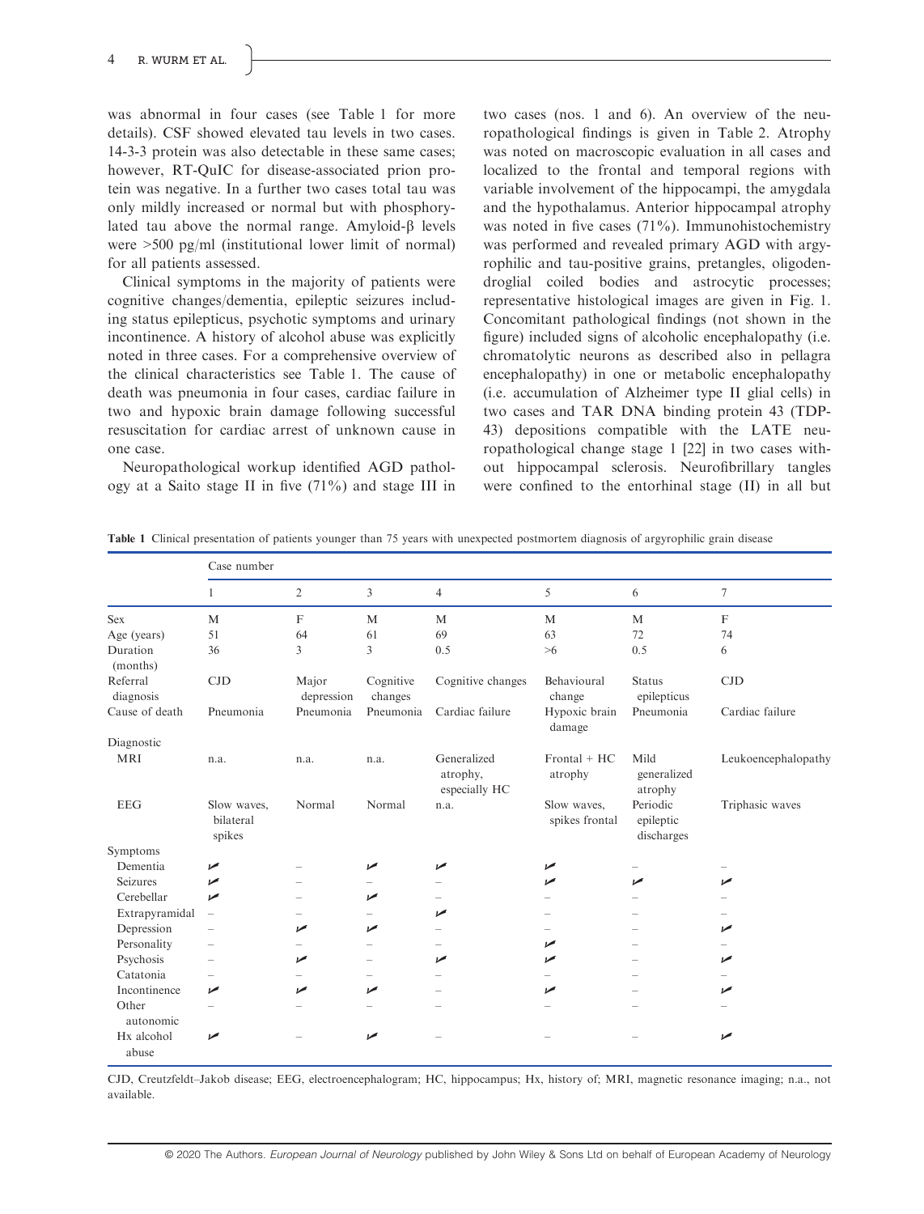was abnormal in four cases (see Table 1 for more details). CSF showed elevated tau levels in two cases. 14-3-3 protein was also detectable in these same cases; however, RT-QuIC for disease-associated prion protein was negative. In a further two cases total tau was only mildly increased or normal but with phosphorylated tau above the normal range. Amyloid-β levels were >500 pg/ml (institutional lower limit of normal) for all patients assessed.

Clinical symptoms in the majority of patients were cognitive changes/dementia, epileptic seizures including status epilepticus, psychotic symptoms and urinary incontinence. A history of alcohol abuse was explicitly noted in three cases. For a comprehensive overview of the clinical characteristics see Table 1. The cause of death was pneumonia in four cases, cardiac failure in two and hypoxic brain damage following successful resuscitation for cardiac arrest of unknown cause in one case.

Neuropathological workup identified AGD pathology at a Saito stage II in five (71%) and stage III in two cases (nos. 1 and 6). An overview of the neuropathological findings is given in Table 2. Atrophy was noted on macroscopic evaluation in all cases and localized to the frontal and temporal regions with variable involvement of the hippocampi, the amygdala and the hypothalamus. Anterior hippocampal atrophy was noted in five cases (71%). Immunohistochemistry was performed and revealed primary AGD with argyrophilic and tau-positive grains, pretangles, oligodendroglial coiled bodies and astrocytic processes; representative histological images are given in Fig. 1. Concomitant pathological findings (not shown in the figure) included signs of alcoholic encephalopathy (i.e. chromatolytic neurons as described also in pellagra encephalopathy) in one or metabolic encephalopathy (i.e. accumulation of Alzheimer type II glial cells) in two cases and TAR DNA binding protein 43 (TDP-43) depositions compatible with the LATE neuropathological change stage 1 [22] in two cases without hippocampal sclerosis. Neurofibrillary tangles were confined to the entorhinal stage (II) in all but

**Table 1** Clinical presentation of patients younger than 75 years with unexpected postmortem diagnosis of argyrophilic grain disease

| | Case number | | | | | | |
|---|---|---|---|---|---|---|---|
| | 1 | 2 | 3 | 4 | 5 | 6 | 7 |
| Sex | M | F | M | M | M | M | F |
| Age (years) | 51 | 64 | 61 | 69 | 63 | 72 | 74 |
| Duration (months) | 36 | 3 | 3 | 0.5 | >6 | 0.5 | 6 |
| Referral diagnosis | CJD | Major depression | Cognitive changes | Cognitive changes | Behavioural change | Status epilepticus | CJD |
| Cause of death | Pneumonia | Pneumonia | Pneumonia | Cardiac failure | Hypoxic brain damage | Pneumonia | Cardiac failure |
| Diagnostic | | | | | | | |
| MRI | n.a. | n.a. | n.a. | Generalized atrophy, especially HC | Frontal + HC atrophy | Mild generalized atrophy | Leukoencephalopathy |
| EEG | Slow waves, bilateral spikes | Normal | Normal | n.a. | Slow waves, spikes frontal | Periodic epileptic discharges | Triphasic waves |
| Symptoms | | | | | | | |
| Dementia | ✓ | – | ✓ | ✓ | ✓ | – | – |
| Seizures | ✓ | – | – | – | ✓ | ✓ | ✓ |
| Cerebellar | ✓ | – | ✓ | – | – | – | – |
| Extrapyramidal | – | – | – | ✓ | – | – | – |
| Depression | – | ✓ | ✓ | – | – | – | ✓ |
| Personality | – | – | – | – | ✓ | – | – |
| Psychosis | – | ✓ | – | ✓ | ✓ | – | ✓ |
| Catatonia | – | – | – | – | – | – | – |
| Incontinence | ✓ | ✓ | ✓ | – | ✓ | – | ✓ |
| Other autonomic | – | – | – | – | – | – | – |
| Hx alcohol abuse | ✓ | – | ✓ | – | – | – | ✓ |

CJD, Creutzfeldt–Jakob disease; EEG, electroencephalogram; HC, hippocampus; Hx, history of; MRI, magnetic resonance imaging; n.a., not available.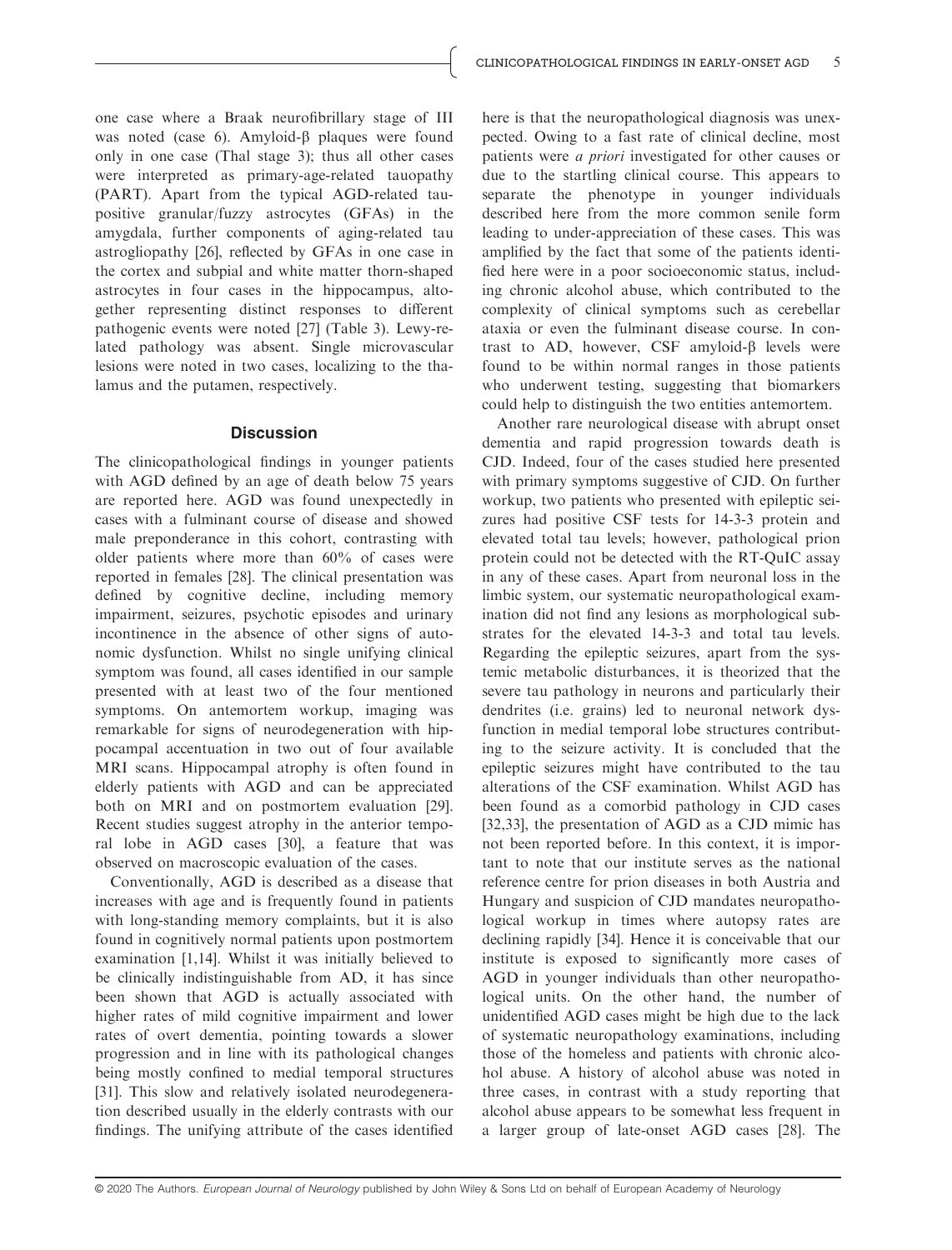one case where a Braak neurofibrillary stage of III was noted (case 6). Amyloid-β plaques were found only in one case (Thal stage 3); thus all other cases were interpreted as primary-age-related tauopathy (PART). Apart from the typical AGD-related tau-positive granular/fuzzy astrocytes (GFAs) in the amygdala, further components of aging-related tau astrogliopathy [26], reflected by GFAs in one case in the cortex and subpial and white matter thorn-shaped astrocytes in four cases in the hippocampus, altogether representing distinct responses to different pathogenic events were noted [27] (Table 3). Lewy-related pathology was absent. Single microvascular lesions were noted in two cases, localizing to the thalamus and the putamen, respectively.

## Discussion

The clinicopathological findings in younger patients with AGD defined by an age of death below 75 years are reported here. AGD was found unexpectedly in cases with a fulminant course of disease and showed male preponderance in this cohort, contrasting with older patients where more than 60% of cases were reported in females [28]. The clinical presentation was defined by cognitive decline, including memory impairment, seizures, psychotic episodes and urinary incontinence in the absence of other signs of autonomic dysfunction. Whilst no single unifying clinical symptom was found, all cases identified in our sample presented with at least two of the four mentioned symptoms. On antemortem workup, imaging was remarkable for signs of neurodegeneration with hippocampal accentuation in two out of four available MRI scans. Hippocampal atrophy is often found in elderly patients with AGD and can be appreciated both on MRI and on postmortem evaluation [29]. Recent studies suggest atrophy in the anterior temporal lobe in AGD cases [30], a feature that was observed on macroscopic evaluation of the cases.

Conventionally, AGD is described as a disease that increases with age and is frequently found in patients with long-standing memory complaints, but it is also found in cognitively normal patients upon postmortem examination [1,14]. Whilst it was initially believed to be clinically indistinguishable from AD, it has since been shown that AGD is actually associated with higher rates of mild cognitive impairment and lower rates of overt dementia, pointing towards a slower progression and in line with its pathological changes being mostly confined to medial temporal structures [31]. This slow and relatively isolated neurodegeneration described usually in the elderly contrasts with our findings. The unifying attribute of the cases identified here is that the neuropathological diagnosis was unexpected. Owing to a fast rate of clinical decline, most patients were *a priori* investigated for other causes or due to the startling clinical course. This appears to separate the phenotype in younger individuals described here from the more common senile form leading to under-appreciation of these cases. This was amplified by the fact that some of the patients identified here were in a poor socioeconomic status, including chronic alcohol abuse, which contributed to the complexity of clinical symptoms such as cerebellar ataxia or even the fulminant disease course. In contrast to AD, however, CSF amyloid-β levels were found to be within normal ranges in those patients who underwent testing, suggesting that biomarkers could help to distinguish the two entities antemortem.

Another rare neurological disease with abrupt onset dementia and rapid progression towards death is CJD. Indeed, four of the cases studied here presented with primary symptoms suggestive of CJD. On further workup, two patients who presented with epileptic seizures had positive CSF tests for 14-3-3 protein and elevated total tau levels; however, pathological prion protein could not be detected with the RT-QuIC assay in any of these cases. Apart from neuronal loss in the limbic system, our systematic neuropathological examination did not find any lesions as morphological substrates for the elevated 14-3-3 and total tau levels. Regarding the epileptic seizures, apart from the systemic metabolic disturbances, it is theorized that the severe tau pathology in neurons and particularly their dendrites (i.e. grains) led to neuronal network dysfunction in medial temporal lobe structures contributing to the seizure activity. It is concluded that the epileptic seizures might have contributed to the tau alterations of the CSF examination. Whilst AGD has been found as a comorbid pathology in CJD cases [32,33], the presentation of AGD as a CJD mimic has not been reported before. In this context, it is important to note that our institute serves as the national reference centre for prion diseases in both Austria and Hungary and suspicion of CJD mandates neuropathological workup in times where autopsy rates are declining rapidly [34]. Hence it is conceivable that our institute is exposed to significantly more cases of AGD in younger individuals than other neuropathological units. On the other hand, the number of unidentified AGD cases might be high due to the lack of systematic neuropathology examinations, including those of the homeless and patients with chronic alcohol abuse. A history of alcohol abuse was noted in three cases, in contrast with a study reporting that alcohol abuse appears to be somewhat less frequent in a larger group of late-onset AGD cases [28]. The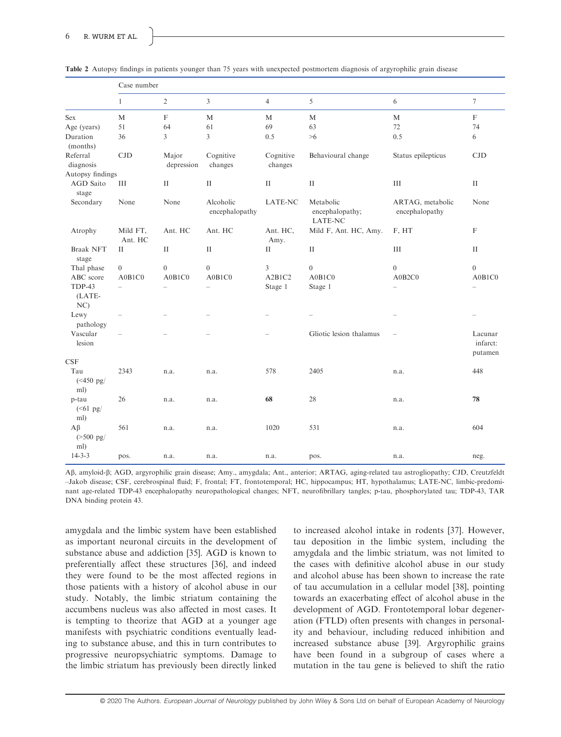**Table 2** Autopsy findings in patients younger than 75 years with unexpected postmortem diagnosis of argyrophilic grain disease

| | Case number | | | | | | |
|---|---|---|---|---|---|---|---|
| | 1 | 2 | 3 | 4 | 5 | 6 | 7 |
| Sex | M | F | M | M | M | M | F |
| Age (years) | 51 | 64 | 61 | 69 | 63 | 72 | 74 |
| Duration (months) | 36 | 3 | 3 | 0.5 | >6 | 0.5 | 6 |
| Referral diagnosis | CJD | Major depression | Cognitive changes | Cognitive changes | Behavioural change | Status epilepticus | CJD |
| Autopsy findings | | | | | | | |
| AGD Saito stage | III | II | II | II | II | III | II |
| Secondary | None | None | Alcoholic encephalopathy | LATE-NC | Metabolic encephalopathy; LATE-NC | ARTAG, metabolic encephalopathy | None |
| Atrophy | Mild FT, Ant. HC | Ant. HC | Ant. HC | Ant. HC, Amy. | Mild F, Ant. HC, Amy. | F, HT | F |
| Braak NFT stage | II | II | II | II | II | III | II |
| Thal phase | 0 | 0 | 0 | 3 | 0 | 0 | 0 |
| ABC score | A0B1C0 | A0B1C0 | A0B1C0 | A2B1C2 | A0B1C0 | A0B2C0 | A0B1C0 |
| TDP-43 (LATE-NC) | – | – | – | Stage 1 | Stage 1 | – | – |
| Lewy pathology | – | – | – | – | – | – | – |
| Vascular lesion | – | – | – | – | Gliotic lesion thalamus | – | Lacunar infarct: putamen |
| CSF | | | | | | | |
| Tau (<450 pg/ml) | 2343 | n.a. | n.a. | 578 | 2405 | n.a. | 448 |
| p-tau (<61 pg/ml) | 26 | n.a. | n.a. | **68** | 28 | n.a. | **78** |
| Aβ (>500 pg/ml) | 561 | n.a. | n.a. | 1020 | 531 | n.a. | 604 |
| 14-3-3 | pos. | n.a. | n.a. | n.a. | pos. | n.a. | neg. |

Aβ, amyloid-β; AGD, argyrophilic grain disease; Amy., amygdala; Ant., anterior; ARTAG, aging-related tau astrogliopathy; CJD, Creutzfeldt–Jakob disease; CSF, cerebrospinal fluid; F, frontal; FT, frontotemporal; HC, hippocampus; HT, hypothalamus; LATE-NC, limbic-predominant age-related TDP-43 encephalopathy neuropathological changes; NFT, neurofibrillary tangles; p-tau, phosphorylated tau; TDP-43, TAR DNA binding protein 43.

amygdala and the limbic system have been established as important neuronal circuits in the development of substance abuse and addiction [35]. AGD is known to preferentially affect these structures [36], and indeed they were found to be the most affected regions in those patients with a history of alcohol abuse in our study. Notably, the limbic striatum containing the accumbens nucleus was also affected in most cases. It is tempting to theorize that AGD at a younger age manifests with psychiatric conditions eventually leading to substance abuse, and this in turn contributes to progressive neuropsychiatric symptoms. Damage to the limbic striatum has previously been directly linked to increased alcohol intake in rodents [37]. However, tau deposition in the limbic system, including the amygdala and the limbic striatum, was not limited to the cases with definitive alcohol abuse in our study and alcohol abuse has been shown to increase the rate of tau accumulation in a cellular model [38], pointing towards an exacerbating effect of alcohol abuse in the development of AGD. Frontotemporal lobar degeneration (FTLD) often presents with changes in personality and behaviour, including reduced inhibition and increased substance abuse [39]. Argyrophilic grains have been found in a subgroup of cases where a mutation in the tau gene is believed to shift the ratio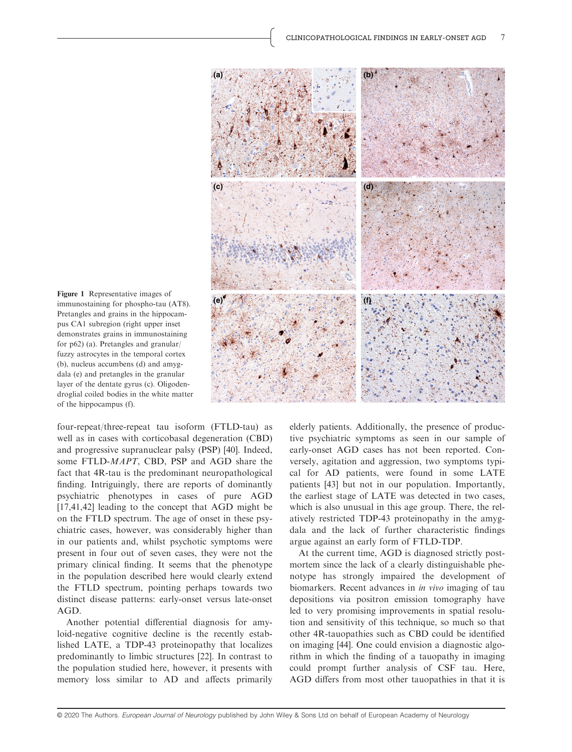Figure 1 Representative images of immunostaining for phospho-tau (AT8). Pretangles and grains in the hippocampus CA1 subregion (right upper inset demonstrates grains in immunostaining for p62) (a). Pretangles and granular/fuzzy astrocytes in the temporal cortex (b), nucleus accumbens (d) and amygdala (e) and pretangles in the granular layer of the dentate gyrus (c). Oligodendroglial coiled bodies in the white matter of the hippocampus (f).

four-repeat/three-repeat tau isoform (FTLD-tau) as well as in cases with corticobasal degeneration (CBD) and progressive supranuclear palsy (PSP) [40]. Indeed, some FTLD-*MAPT*, CBD, PSP and AGD share the fact that 4R-tau is the predominant neuropathological finding. Intriguingly, there are reports of dominantly psychiatric phenotypes in cases of pure AGD [17,41,42] leading to the concept that AGD might be on the FTLD spectrum. The age of onset in these psychiatric cases, however, was considerably higher than in our patients and, whilst psychotic symptoms were present in four out of seven cases, they were not the primary clinical finding. It seems that the phenotype in the population described here would clearly extend the FTLD spectrum, pointing perhaps towards two distinct disease patterns: early-onset versus late-onset AGD.

Another potential differential diagnosis for amyloid-negative cognitive decline is the recently established LATE, a TDP-43 proteinopathy that localizes predominantly to limbic structures [22]. In contrast to the population studied here, however, it presents with memory loss similar to AD and affects primarily elderly patients. Additionally, the presence of productive psychiatric symptoms as seen in our sample of early-onset AGD cases has not been reported. Conversely, agitation and aggression, two symptoms typical for AD patients, were found in some LATE patients [43] but not in our population. Importantly, the earliest stage of LATE was detected in two cases, which is also unusual in this age group. There, the relatively restricted TDP-43 proteinopathy in the amygdala and the lack of further characteristic findings argue against an early form of FTLD-TDP.

At the current time, AGD is diagnosed strictly postmortem since the lack of a clearly distinguishable phenotype has strongly impaired the development of biomarkers. Recent advances in *in vivo* imaging of tau depositions via positron emission tomography have led to very promising improvements in spatial resolution and sensitivity of this technique, so much so that other 4R-tauopathies such as CBD could be identified on imaging [44]. One could envision a diagnostic algorithm in which the finding of a tauopathy in imaging could prompt further analysis of CSF tau. Here, AGD differs from most other tauopathies in that it is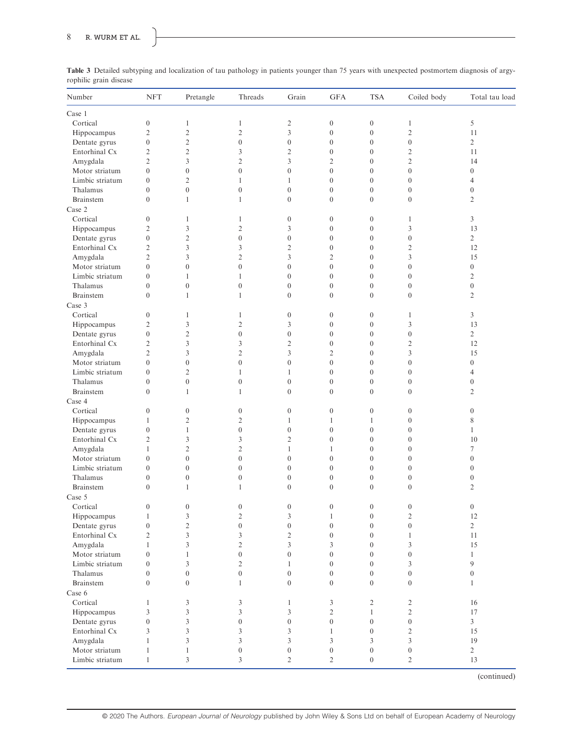**Table 3** Detailed subtyping and localization of tau pathology in patients younger than 75 years with unexpected postmortem diagnosis of argyrophilic grain disease

| Number | NFT | Pretangle | Threads | Grain | GFA | TSA | Coiled body | Total tau load |
|---|---|---|---|---|---|---|---|---|
| Case 1 | | | | | | | | |
| Cortical | 0 | 1 | 1 | 2 | 0 | 0 | 1 | 5 |
| Hippocampus | 2 | 2 | 2 | 3 | 0 | 0 | 2 | 11 |
| Dentate gyrus | 0 | 2 | 0 | 0 | 0 | 0 | 0 | 2 |
| Entorhinal Cx | 2 | 2 | 3 | 2 | 0 | 0 | 2 | 11 |
| Amygdala | 2 | 3 | 2 | 3 | 2 | 0 | 2 | 14 |
| Motor striatum | 0 | 0 | 0 | 0 | 0 | 0 | 0 | 0 |
| Limbic striatum | 0 | 2 | 1 | 1 | 0 | 0 | 0 | 4 |
| Thalamus | 0 | 0 | 0 | 0 | 0 | 0 | 0 | 0 |
| Brainstem | 0 | 1 | 1 | 0 | 0 | 0 | 0 | 2 |
| Case 2 | | | | | | | | |
| Cortical | 0 | 1 | 1 | 0 | 0 | 0 | 1 | 3 |
| Hippocampus | 2 | 3 | 2 | 3 | 0 | 0 | 3 | 13 |
| Dentate gyrus | 0 | 2 | 0 | 0 | 0 | 0 | 0 | 2 |
| Entorhinal Cx | 2 | 3 | 3 | 2 | 0 | 0 | 2 | 12 |
| Amygdala | 2 | 3 | 2 | 3 | 2 | 0 | 3 | 15 |
| Motor striatum | 0 | 0 | 0 | 0 | 0 | 0 | 0 | 0 |
| Limbic striatum | 0 | 1 | 1 | 0 | 0 | 0 | 0 | 2 |
| Thalamus | 0 | 0 | 0 | 0 | 0 | 0 | 0 | 0 |
| Brainstem | 0 | 1 | 1 | 0 | 0 | 0 | 0 | 2 |
| Case 3 | | | | | | | | |
| Cortical | 0 | 1 | 1 | 0 | 0 | 0 | 1 | 3 |
| Hippocampus | 2 | 3 | 2 | 3 | 0 | 0 | 3 | 13 |
| Dentate gyrus | 0 | 2 | 0 | 0 | 0 | 0 | 0 | 2 |
| Entorhinal Cx | 2 | 3 | 3 | 2 | 0 | 0 | 2 | 12 |
| Amygdala | 2 | 3 | 2 | 3 | 2 | 0 | 3 | 15 |
| Motor striatum | 0 | 0 | 0 | 0 | 0 | 0 | 0 | 0 |
| Limbic striatum | 0 | 2 | 1 | 1 | 0 | 0 | 0 | 4 |
| Thalamus | 0 | 0 | 0 | 0 | 0 | 0 | 0 | 0 |
| Brainstem | 0 | 1 | 1 | 0 | 0 | 0 | 0 | 2 |
| Case 4 | | | | | | | | |
| Cortical | 0 | 0 | 0 | 0 | 0 | 0 | 0 | 0 |
| Hippocampus | 1 | 2 | 2 | 1 | 1 | 1 | 0 | 8 |
| Dentate gyrus | 0 | 1 | 0 | 0 | 0 | 0 | 0 | 1 |
| Entorhinal Cx | 2 | 3 | 3 | 2 | 0 | 0 | 0 | 10 |
| Amygdala | 1 | 2 | 2 | 1 | 1 | 0 | 0 | 7 |
| Motor striatum | 0 | 0 | 0 | 0 | 0 | 0 | 0 | 0 |
| Limbic striatum | 0 | 0 | 0 | 0 | 0 | 0 | 0 | 0 |
| Thalamus | 0 | 0 | 0 | 0 | 0 | 0 | 0 | 0 |
| Brainstem | 0 | 1 | 1 | 0 | 0 | 0 | 0 | 2 |
| Case 5 | | | | | | | | |
| Cortical | 0 | 0 | 0 | 0 | 0 | 0 | 0 | 0 |
| Hippocampus | 1 | 3 | 2 | 3 | 1 | 0 | 2 | 12 |
| Dentate gyrus | 0 | 2 | 0 | 0 | 0 | 0 | 0 | 2 |
| Entorhinal Cx | 2 | 3 | 3 | 2 | 0 | 0 | 1 | 11 |
| Amygdala | 1 | 3 | 2 | 3 | 3 | 0 | 3 | 15 |
| Motor striatum | 0 | 1 | 0 | 0 | 0 | 0 | 0 | 1 |
| Limbic striatum | 0 | 3 | 2 | 1 | 0 | 0 | 3 | 9 |
| Thalamus | 0 | 0 | 0 | 0 | 0 | 0 | 0 | 0 |
| Brainstem | 0 | 0 | 1 | 0 | 0 | 0 | 0 | 1 |
| Case 6 | | | | | | | | |
| Cortical | 1 | 3 | 3 | 1 | 3 | 2 | 2 | 16 |
| Hippocampus | 3 | 3 | 3 | 3 | 2 | 1 | 2 | 17 |
| Dentate gyrus | 0 | 3 | 0 | 0 | 0 | 0 | 0 | 3 |
| Entorhinal Cx | 3 | 3 | 3 | 3 | 1 | 0 | 2 | 15 |
| Amygdala | 1 | 3 | 3 | 3 | 3 | 3 | 3 | 19 |
| Motor striatum | 1 | 1 | 0 | 0 | 0 | 0 | 0 | 2 |
| Limbic striatum | 1 | 3 | 3 | 2 | 2 | 0 | 2 | 13 |

(continued)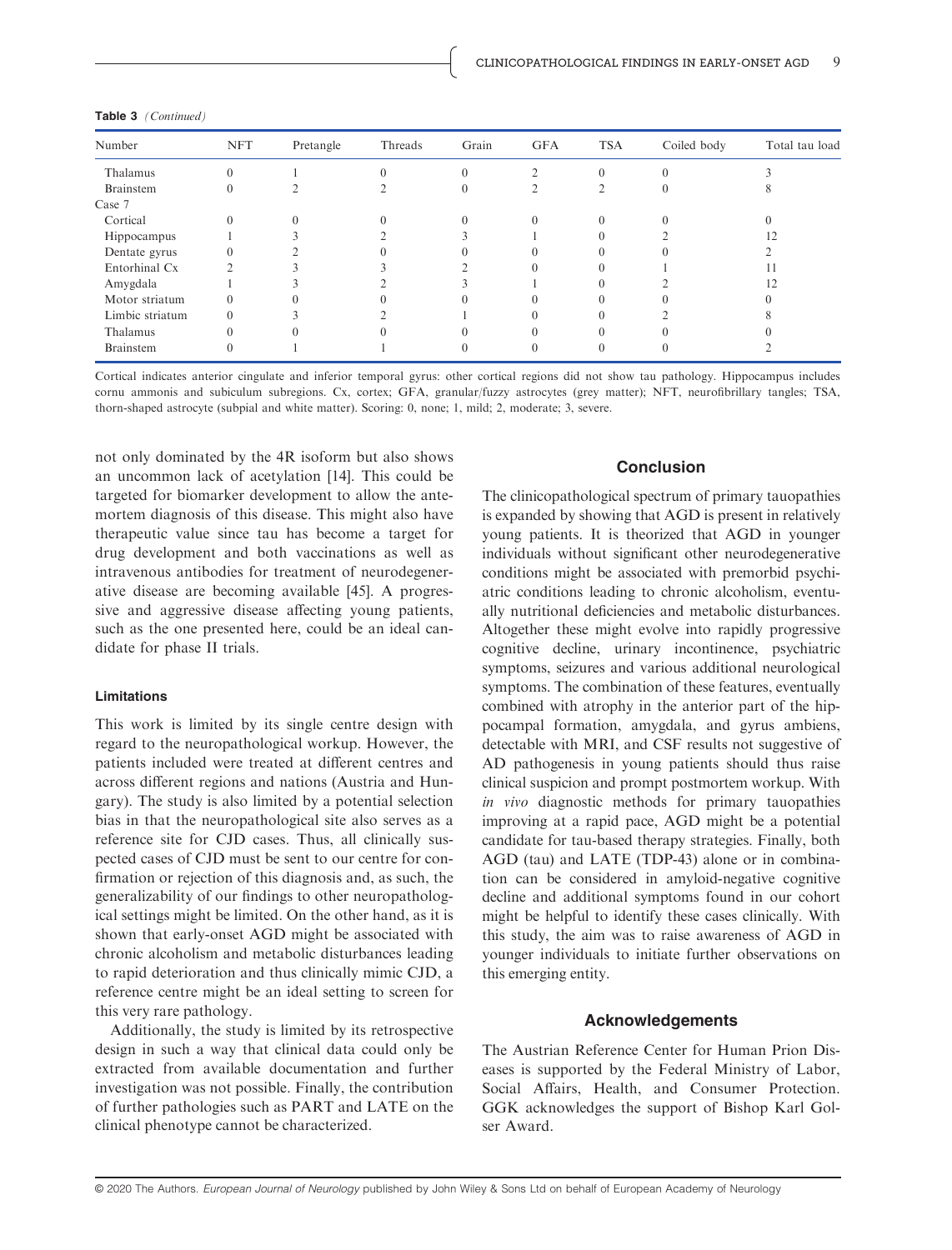**Table 3** (*Continued*)

| Number | NFT | Pretangle | Threads | Grain | GFA | TSA | Coiled body | Total tau load |
|---|---|---|---|---|---|---|---|---|
| Thalamus | 0 | 1 | 0 | 0 | 2 | 0 | 0 | 3 |
| Brainstem | 0 | 2 | 2 | 0 | 2 | 2 | 0 | 8 |
| Case 7 | | | | | | | | |
| Cortical | 0 | 0 | 0 | 0 | 0 | 0 | 0 | 0 |
| Hippocampus | 1 | 3 | 2 | 3 | 1 | 0 | 2 | 12 |
| Dentate gyrus | 0 | 2 | 0 | 0 | 0 | 0 | 0 | 2 |
| Entorhinal Cx | 2 | 3 | 3 | 2 | 0 | 0 | 1 | 11 |
| Amygdala | 1 | 3 | 2 | 3 | 1 | 0 | 2 | 12 |
| Motor striatum | 0 | 0 | 0 | 0 | 0 | 0 | 0 | 0 |
| Limbic striatum | 0 | 3 | 2 | 1 | 0 | 0 | 2 | 8 |
| Thalamus | 0 | 0 | 0 | 0 | 0 | 0 | 0 | 0 |
| Brainstem | 0 | 1 | 1 | 0 | 0 | 0 | 0 | 2 |

Cortical indicates anterior cingulate and inferior temporal gyrus: other cortical regions did not show tau pathology. Hippocampus includes cornu ammonis and subiculum subregions. Cx, cortex; GFA, granular/fuzzy astrocytes (grey matter); NFT, neurofibrillary tangles; TSA, thorn-shaped astrocyte (subpial and white matter). Scoring: 0, none; 1, mild; 2, moderate; 3, severe.

not only dominated by the 4R isoform but also shows an uncommon lack of acetylation [14]. This could be targeted for biomarker development to allow the antemortem diagnosis of this disease. This might also have therapeutic value since tau has become a target for drug development and both vaccinations as well as intravenous antibodies for treatment of neurodegenerative disease are becoming available [45]. A progressive and aggressive disease affecting young patients, such as the one presented here, could be an ideal candidate for phase II trials.

### Limitations

This work is limited by its single centre design with regard to the neuropathological workup. However, the patients included were treated at different centres and across different regions and nations (Austria and Hungary). The study is also limited by a potential selection bias in that the neuropathological site also serves as a reference site for CJD cases. Thus, all clinically suspected cases of CJD must be sent to our centre for confirmation or rejection of this diagnosis and, as such, the generalizability of our findings to other neuropathological settings might be limited. On the other hand, as it is shown that early-onset AGD might be associated with chronic alcoholism and metabolic disturbances leading to rapid deterioration and thus clinically mimic CJD, a reference centre might be an ideal setting to screen for this very rare pathology.

Additionally, the study is limited by its retrospective design in such a way that clinical data could only be extracted from available documentation and further investigation was not possible. Finally, the contribution of further pathologies such as PART and LATE on the clinical phenotype cannot be characterized.

## Conclusion

The clinicopathological spectrum of primary tauopathies is expanded by showing that AGD is present in relatively young patients. It is theorized that AGD in younger individuals without significant other neurodegenerative conditions might be associated with premorbid psychiatric conditions leading to chronic alcoholism, eventually nutritional deficiencies and metabolic disturbances. Altogether these might evolve into rapidly progressive cognitive decline, urinary incontinence, psychiatric symptoms, seizures and various additional neurological symptoms. The combination of these features, eventually combined with atrophy in the anterior part of the hippocampal formation, amygdala, and gyrus ambiens, detectable with MRI, and CSF results not suggestive of AD pathogenesis in young patients should thus raise clinical suspicion and prompt postmortem workup. With *in vivo* diagnostic methods for primary tauopathies improving at a rapid pace, AGD might be a potential candidate for tau-based therapy strategies. Finally, both AGD (tau) and LATE (TDP-43) alone or in combination can be considered in amyloid-negative cognitive decline and additional symptoms found in our cohort might be helpful to identify these cases clinically. With this study, the aim was to raise awareness of AGD in younger individuals to initiate further observations on this emerging entity.

## Acknowledgements

The Austrian Reference Center for Human Prion Diseases is supported by the Federal Ministry of Labor, Social Affairs, Health, and Consumer Protection. GGK acknowledges the support of Bishop Karl Golser Award.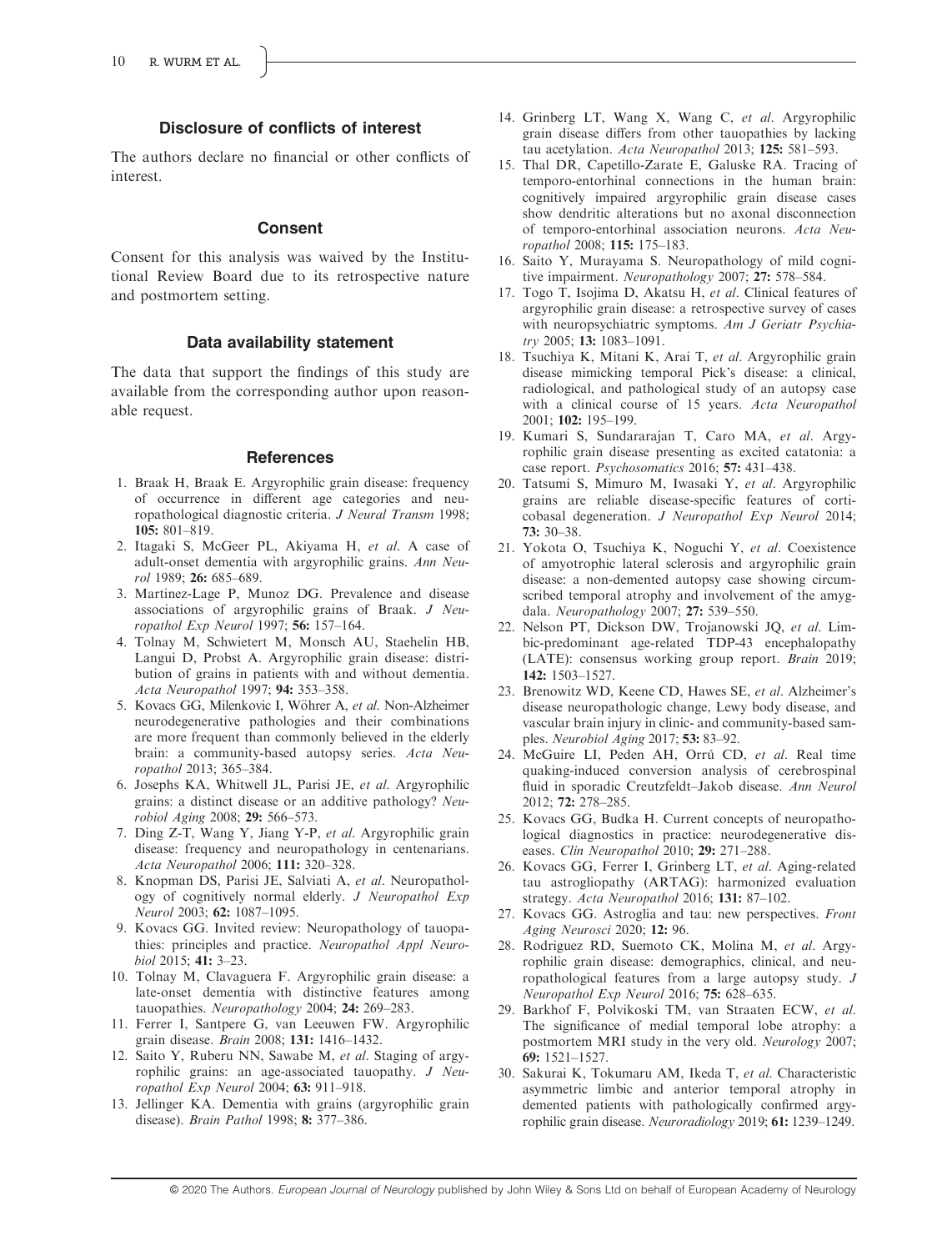## Disclosure of conflicts of interest

The authors declare no financial or other conflicts of interest.

## Consent

Consent for this analysis was waived by the Institutional Review Board due to its retrospective nature and postmortem setting.

## Data availability statement

The data that support the findings of this study are available from the corresponding author upon reasonable request.

## References

1. Braak H, Braak E. Argyrophilic grain disease: frequency of occurrence in different age categories and neuropathological diagnostic criteria. *J Neural Transm* 1998; **105:** 801–819.
2. Itagaki S, McGeer PL, Akiyama H, *et al*. A case of adult-onset dementia with argyrophilic grains. *Ann Neurol* 1989; **26:** 685–689.
3. Martinez-Lage P, Munoz DG. Prevalence and disease associations of argyrophilic grains of Braak. *J Neuropathol Exp Neurol* 1997; **56:** 157–164.
4. Tolnay M, Schwietert M, Monsch AU, Staehelin HB, Langui D, Probst A. Argyrophilic grain disease: distribution of grains in patients with and without dementia. *Acta Neuropathol* 1997; **94:** 353–358.
5. Kovacs GG, Milenkovic I, Wöhrer A, *et al*. Non-Alzheimer neurodegenerative pathologies and their combinations are more frequent than commonly believed in the elderly brain: a community-based autopsy series. *Acta Neuropathol* 2013; 365–384.
6. Josephs KA, Whitwell JL, Parisi JE, *et al*. Argyrophilic grains: a distinct disease or an additive pathology? *Neurobiol Aging* 2008; **29:** 566–573.
7. Ding Z-T, Wang Y, Jiang Y-P, *et al*. Argyrophilic grain disease: frequency and neuropathology in centenarians. *Acta Neuropathol* 2006; **111:** 320–328.
8. Knopman DS, Parisi JE, Salviati A, *et al*. Neuropathology of cognitively normal elderly. *J Neuropathol Exp Neurol* 2003; **62:** 1087–1095.
9. Kovacs GG. Invited review: Neuropathology of tauopathies: principles and practice. *Neuropathol Appl Neurobiol* 2015; **41:** 3–23.
10. Tolnay M, Clavaguera F. Argyrophilic grain disease: a late-onset dementia with distinctive features among tauopathies. *Neuropathology* 2004; **24:** 269–283.
11. Ferrer I, Santpere G, van Leeuwen FW. Argyrophilic grain disease. *Brain* 2008; **131:** 1416–1432.
12. Saito Y, Ruberu NN, Sawabe M, *et al*. Staging of argyrophilic grains: an age-associated tauopathy. *J Neuropathol Exp Neurol* 2004; **63:** 911–918.
13. Jellinger KA. Dementia with grains (argyrophilic grain disease). *Brain Pathol* 1998; **8:** 377–386.
14. Grinberg LT, Wang X, Wang C, *et al*. Argyrophilic grain disease differs from other tauopathies by lacking tau acetylation. *Acta Neuropathol* 2013; **125:** 581–593.
15. Thal DR, Capetillo-Zarate E, Galuske RA. Tracing of temporo-entorhinal connections in the human brain: cognitively impaired argyrophilic grain disease cases show dendritic alterations but no axonal disconnection of temporo-entorhinal association neurons. *Acta Neuropathol* 2008; **115:** 175–183.
16. Saito Y, Murayama S. Neuropathology of mild cognitive impairment. *Neuropathology* 2007; **27:** 578–584.
17. Togo T, Isojima D, Akatsu H, *et al*. Clinical features of argyrophilic grain disease: a retrospective survey of cases with neuropsychiatric symptoms. *Am J Geriatr Psychiatry* 2005; **13:** 1083–1091.
18. Tsuchiya K, Mitani K, Arai T, *et al*. Argyrophilic grain disease mimicking temporal Pick's disease: a clinical, radiological, and pathological study of an autopsy case with a clinical course of 15 years. *Acta Neuropathol* 2001; **102:** 195–199.
19. Kumari S, Sundararajan T, Caro MA, *et al*. Argyrophilic grain disease presenting as excited catatonia: a case report. *Psychosomatics* 2016; **57:** 431–438.
20. Tatsumi S, Mimuro M, Iwasaki Y, *et al*. Argyrophilic grains are reliable disease-specific features of corticobasal degeneration. *J Neuropathol Exp Neurol* 2014; **73:** 30–38.
21. Yokota O, Tsuchiya K, Noguchi Y, *et al*. Coexistence of amyotrophic lateral sclerosis and argyrophilic grain disease: a non-demented autopsy case showing circumscribed temporal atrophy and involvement of the amygdala. *Neuropathology* 2007; **27:** 539–550.
22. Nelson PT, Dickson DW, Trojanowski JQ, *et al*. Limbic-predominant age-related TDP-43 encephalopathy (LATE): consensus working group report. *Brain* 2019; **142:** 1503–1527.
23. Brenowitz WD, Keene CD, Hawes SE, *et al*. Alzheimer's disease neuropathologic change, Lewy body disease, and vascular brain injury in clinic- and community-based samples. *Neurobiol Aging* 2017; **53:** 83–92.
24. McGuire LI, Peden AH, Orrú CD, *et al*. Real time quaking-induced conversion analysis of cerebrospinal fluid in sporadic Creutzfeldt–Jakob disease. *Ann Neurol* 2012; **72:** 278–285.
25. Kovacs GG, Budka H. Current concepts of neuropathological diagnostics in practice: neurodegenerative diseases. *Clin Neuropathol* 2010; **29:** 271–288.
26. Kovacs GG, Ferrer I, Grinberg LT, *et al*. Aging-related tau astrogliopathy (ARTAG): harmonized evaluation strategy. *Acta Neuropathol* 2016; **131:** 87–102.
27. Kovacs GG. Astroglia and tau: new perspectives. *Front Aging Neurosci* 2020; **12:** 96.
28. Rodriguez RD, Suemoto CK, Molina M, *et al*. Argyrophilic grain disease: demographics, clinical, and neuropathological features from a large autopsy study. *J Neuropathol Exp Neurol* 2016; **75:** 628–635.
29. Barkhof F, Polvikoski TM, van Straaten ECW, *et al*. The significance of medial temporal lobe atrophy: a postmortem MRI study in the very old. *Neurology* 2007; **69:** 1521–1527.
30. Sakurai K, Tokumaru AM, Ikeda T, *et al*. Characteristic asymmetric limbic and anterior temporal atrophy in demented patients with pathologically confirmed argyrophilic grain disease. *Neuroradiology* 2019; **61:** 1239–1249.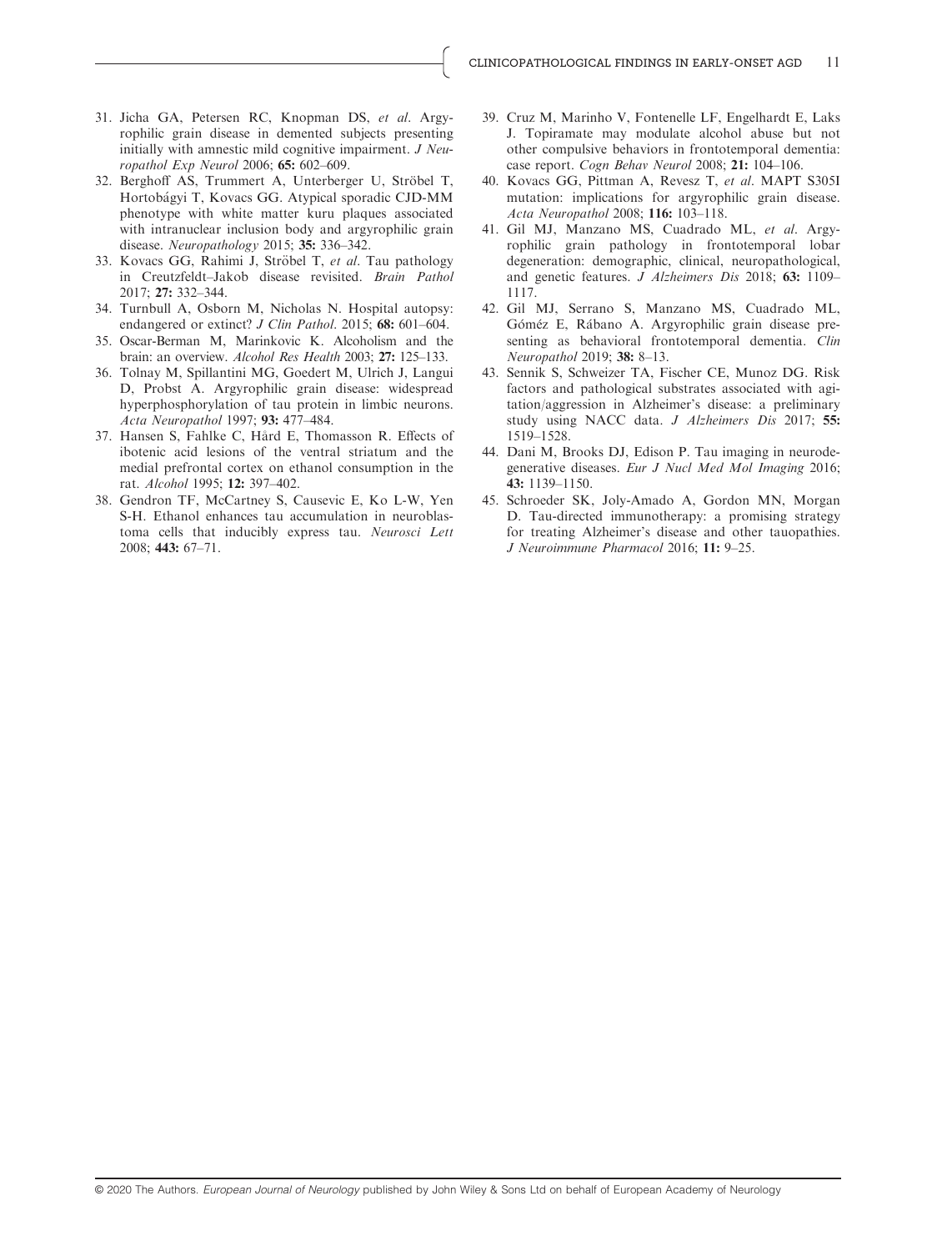31. Jicha GA, Petersen RC, Knopman DS, *et al*. Argyrophilic grain disease in demented subjects presenting initially with amnestic mild cognitive impairment. *J Neuropathol Exp Neurol* 2006; **65:** 602–609.
32. Berghoff AS, Trummert A, Unterberger U, Ströbel T, Hortobágyi T, Kovacs GG. Atypical sporadic CJD-MM phenotype with white matter kuru plaques associated with intranuclear inclusion body and argyrophilic grain disease. *Neuropathology* 2015; **35:** 336–342.
33. Kovacs GG, Rahimi J, Ströbel T, *et al*. Tau pathology in Creutzfeldt–Jakob disease revisited. *Brain Pathol* 2017; **27:** 332–344.
34. Turnbull A, Osborn M, Nicholas N. Hospital autopsy: endangered or extinct? *J Clin Pathol*. 2015; **68:** 601–604.
35. Oscar-Berman M, Marinkovic K. Alcoholism and the brain: an overview. *Alcohol Res Health* 2003; **27:** 125–133.
36. Tolnay M, Spillantini MG, Goedert M, Ulrich J, Langui D, Probst A. Argyrophilic grain disease: widespread hyperphosphorylation of tau protein in limbic neurons. *Acta Neuropathol* 1997; **93:** 477–484.
37. Hansen S, Fahlke C, Hård E, Thomasson R. Effects of ibotenic acid lesions of the ventral striatum and the medial prefrontal cortex on ethanol consumption in the rat. *Alcohol* 1995; **12:** 397–402.
38. Gendron TF, McCartney S, Causevic E, Ko L-W, Yen S-H. Ethanol enhances tau accumulation in neuroblastoma cells that inducibly express tau. *Neurosci Lett* 2008; **443:** 67–71.
39. Cruz M, Marinho V, Fontenelle LF, Engelhardt E, Laks J. Topiramate may modulate alcohol abuse but not other compulsive behaviors in frontotemporal dementia: case report. *Cogn Behav Neurol* 2008; **21:** 104–106.
40. Kovacs GG, Pittman A, Revesz T, *et al*. MAPT S305I mutation: implications for argyrophilic grain disease. *Acta Neuropathol* 2008; **116:** 103–118.
41. Gil MJ, Manzano MS, Cuadrado ML, *et al*. Argyrophilic grain pathology in frontotemporal lobar degeneration: demographic, clinical, neuropathological, and genetic features. *J Alzheimers Dis* 2018; **63:** 1109–1117.
42. Gil MJ, Serrano S, Manzano MS, Cuadrado ML, Góméz E, Rábano A. Argyrophilic grain disease presenting as behavioral frontotemporal dementia. *Clin Neuropathol* 2019; **38:** 8–13.
43. Sennik S, Schweizer TA, Fischer CE, Munoz DG. Risk factors and pathological substrates associated with agitation/aggression in Alzheimer's disease: a preliminary study using NACC data. *J Alzheimers Dis* 2017; **55:** 1519–1528.
44. Dani M, Brooks DJ, Edison P. Tau imaging in neurodegenerative diseases. *Eur J Nucl Med Mol Imaging* 2016; **43:** 1139–1150.
45. Schroeder SK, Joly-Amado A, Gordon MN, Morgan D. Tau-directed immunotherapy: a promising strategy for treating Alzheimer's disease and other tauopathies. *J Neuroimmune Pharmacol* 2016; **11:** 9–25.